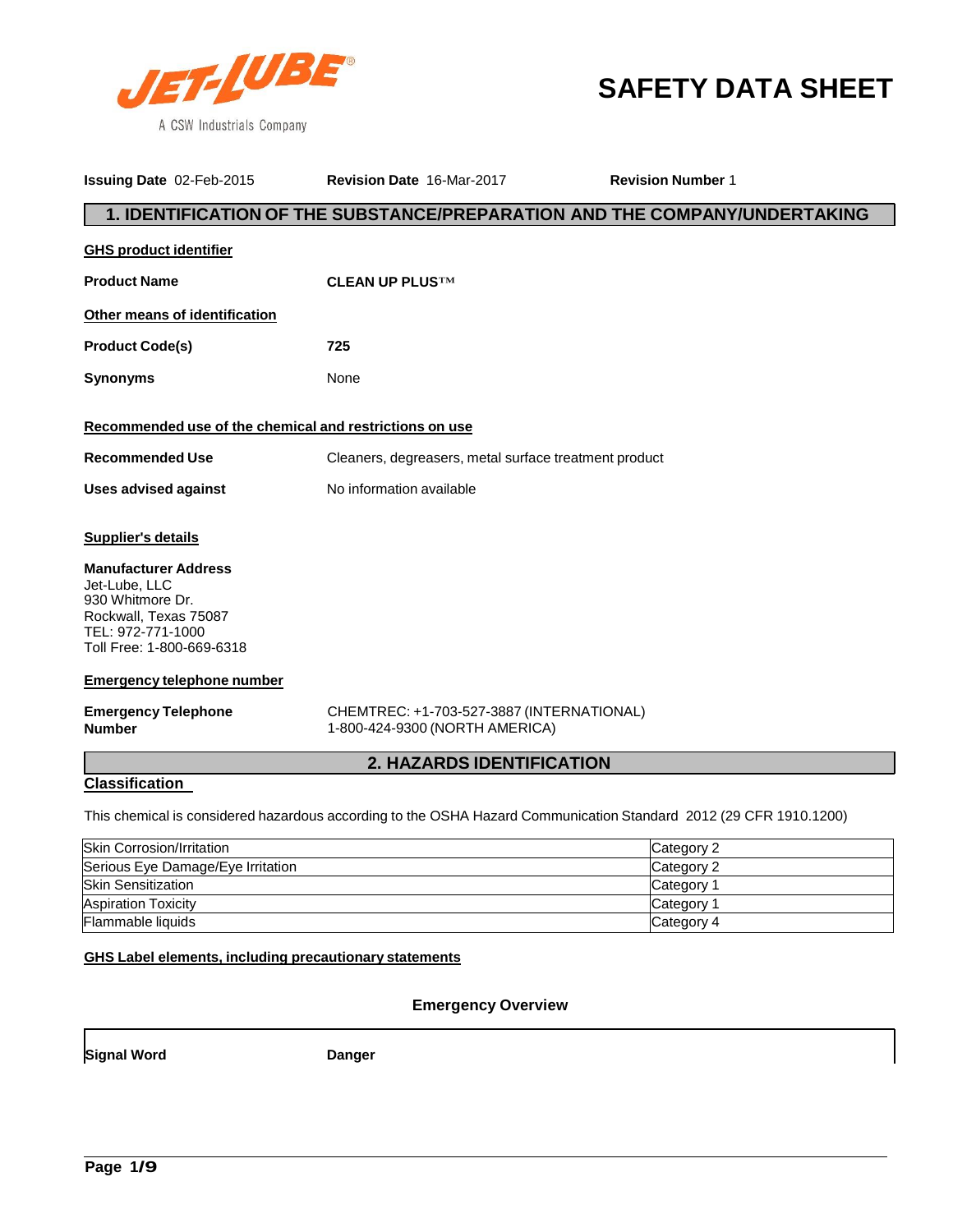# SAFETY DATA SHEET

JET-LUBE®
A CSW Industrials Company

**Issuing Date** 02-Feb-2015 **Revision Date** 16-Mar-2017 **Revision Number** 1

## 1. IDENTIFICATION OF THE SUBSTANCE/PREPARATION AND THE COMPANY/UNDERTAKING

**GHS product identifier**

**Product Name** **CLEAN UP PLUS™**

**Other means of identification**

**Product Code(s)** **725**

**Synonyms** None

**Recommended use of the chemical and restrictions on use**

**Recommended Use** Cleaners, degreasers, metal surface treatment product

**Uses advised against** No information available

**Supplier's details**

**Manufacturer Address**
Jet-Lube, LLC
930 Whitmore Dr.
Rockwall, Texas 75087
TEL: 972-771-1000
Toll Free: 1-800-669-6318

**Emergency telephone number**

**Emergency Telephone Number** CHEMTREC: +1-703-527-3887 (INTERNATIONAL)
1-800-424-9300 (NORTH AMERICA)

## 2. HAZARDS IDENTIFICATION

**Classification**

This chemical is considered hazardous according to the OSHA Hazard Communication Standard 2012 (29 CFR 1910.1200)

| | |
|---|---|
| Skin Corrosion/Irritation | Category 2 |
| Serious Eye Damage/Eye Irritation | Category 2 |
| Skin Sensitization | Category 1 |
| Aspiration Toxicity | Category 1 |
| Flammable liquids | Category 4 |

**GHS Label elements, including precautionary statements**

**Emergency Overview**

**Signal Word** **Danger**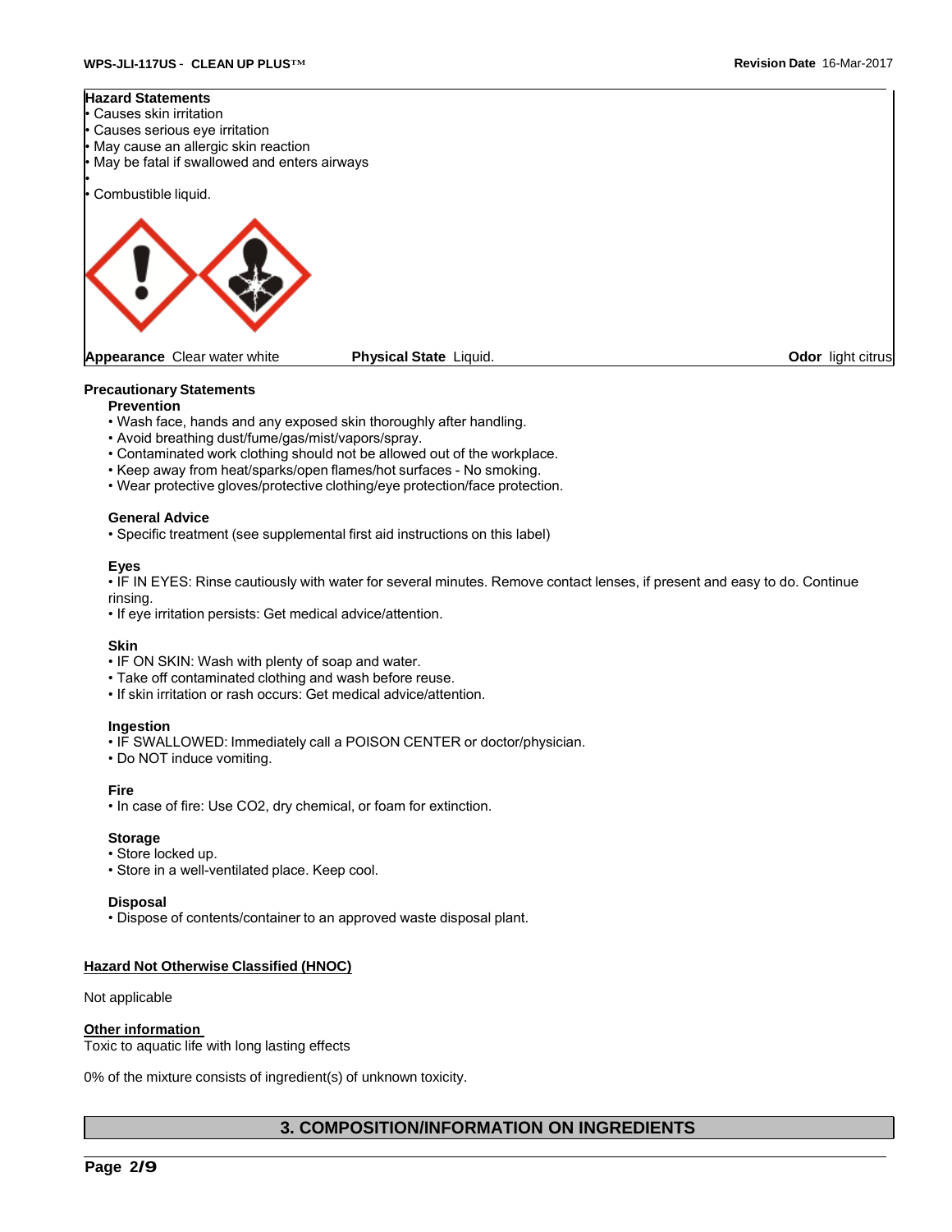**Hazard Statements**

- Causes skin irritation
- Causes serious eye irritation
- May cause an allergic skin reaction
- May be fatal if swallowed and enters airways
- 
- Combustible liquid.

**Appearance** Clear water white **Physical State** Liquid. **Odor** light citrus

## Precautionary Statements

### Prevention

- Wash face, hands and any exposed skin thoroughly after handling.
- Avoid breathing dust/fume/gas/mist/vapors/spray.
- Contaminated work clothing should not be allowed out of the workplace.
- Keep away from heat/sparks/open flames/hot surfaces - No smoking.
- Wear protective gloves/protective clothing/eye protection/face protection.

### General Advice

- Specific treatment (see supplemental first aid instructions on this label)

### Eyes

- IF IN EYES: Rinse cautiously with water for several minutes. Remove contact lenses, if present and easy to do. Continue rinsing.
- If eye irritation persists: Get medical advice/attention.

### Skin

- IF ON SKIN: Wash with plenty of soap and water.
- Take off contaminated clothing and wash before reuse.
- If skin irritation or rash occurs: Get medical advice/attention.

### Ingestion

- IF SWALLOWED: Immediately call a POISON CENTER or doctor/physician.
- Do NOT induce vomiting.

### Fire

- In case of fire: Use CO2, dry chemical, or foam for extinction.

### Storage

- Store locked up.
- Store in a well-ventilated place. Keep cool.

### Disposal

- Dispose of contents/container to an approved waste disposal plant.

## Hazard Not Otherwise Classified (HNOC)

Not applicable

## Other information

Toxic to aquatic life with long lasting effects

0% of the mixture consists of ingredient(s) of unknown toxicity.

## 3. COMPOSITION/INFORMATION ON INGREDIENTS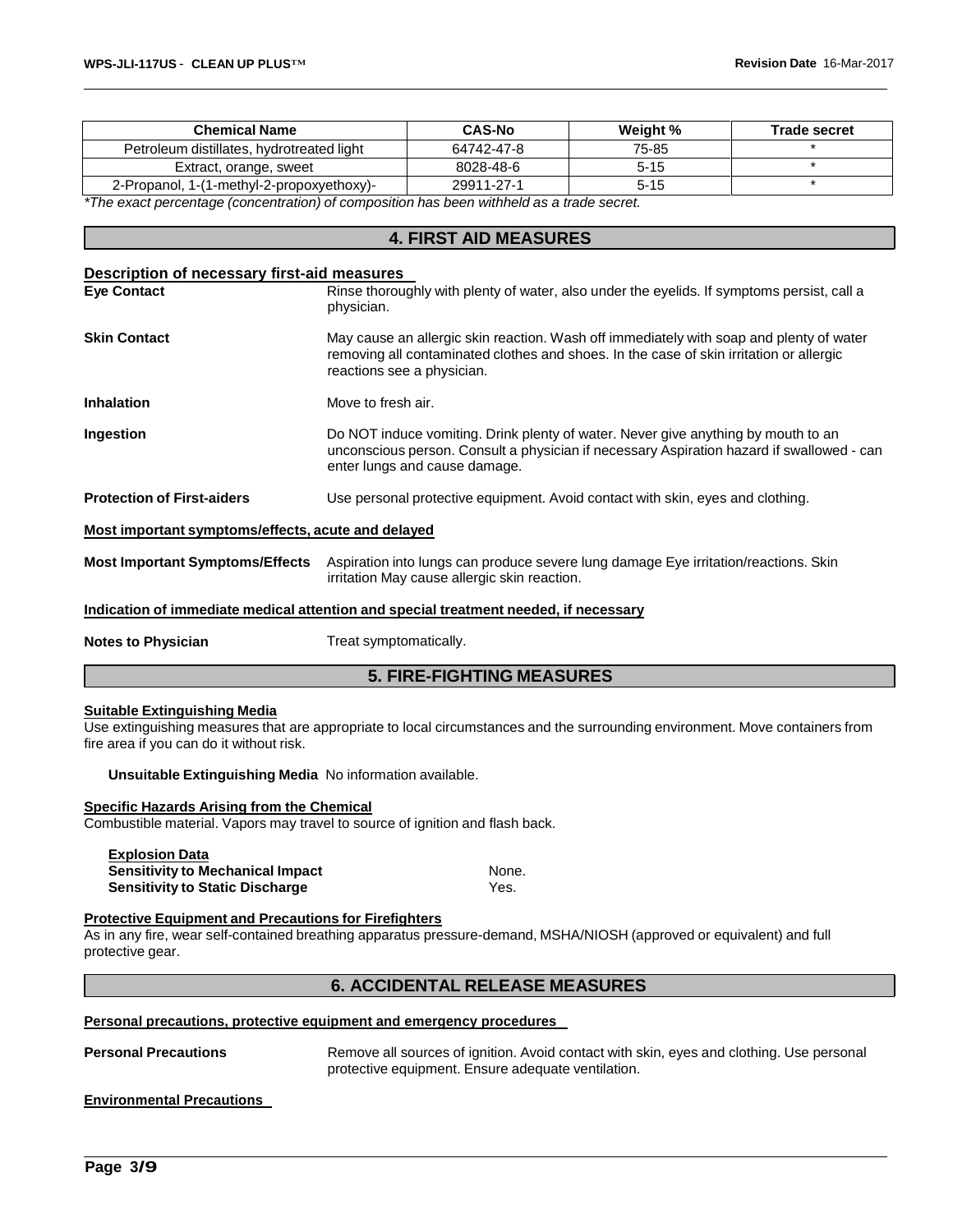| Chemical Name | CAS-No | Weight % | Trade secret |
|---|---|---|---|
| Petroleum distillates, hydrotreated light | 64742-47-8 | 75-85 | * |
| Extract, orange, sweet | 8028-48-6 | 5-15 | * |
| 2-Propanol, 1-(1-methyl-2-propoxyethoxy)- | 29911-27-1 | 5-15 | * |

*\*The exact percentage (concentration) of composition has been withheld as a trade secret.*

## 4. FIRST AID MEASURES

### Description of necessary first-aid measures

**Eye Contact** Rinse thoroughly with plenty of water, also under the eyelids. If symptoms persist, call a physician.

**Skin Contact** May cause an allergic skin reaction. Wash off immediately with soap and plenty of water removing all contaminated clothes and shoes. In the case of skin irritation or allergic reactions see a physician.

**Inhalation** Move to fresh air.

**Ingestion** Do NOT induce vomiting. Drink plenty of water. Never give anything by mouth to an unconscious person. Consult a physician if necessary Aspiration hazard if swallowed - can enter lungs and cause damage.

**Protection of First-aiders** Use personal protective equipment. Avoid contact with skin, eyes and clothing.

### Most important symptoms/effects, acute and delayed

**Most Important Symptoms/Effects** Aspiration into lungs can produce severe lung damage Eye irritation/reactions. Skin irritation May cause allergic skin reaction.

### Indication of immediate medical attention and special treatment needed, if necessary

**Notes to Physician** Treat symptomatically.

## 5. FIRE-FIGHTING MEASURES

### Suitable Extinguishing Media

Use extinguishing measures that are appropriate to local circumstances and the surrounding environment. Move containers from fire area if you can do it without risk.

**Unsuitable Extinguishing Media** No information available.

### Specific Hazards Arising from the Chemical

Combustible material. Vapors may travel to source of ignition and flash back.

**Explosion Data**

**Sensitivity to Mechanical Impact** None.

**Sensitivity to Static Discharge** Yes.

### Protective Equipment and Precautions for Firefighters

As in any fire, wear self-contained breathing apparatus pressure-demand, MSHA/NIOSH (approved or equivalent) and full protective gear.

## 6. ACCIDENTAL RELEASE MEASURES

### Personal precautions, protective equipment and emergency procedures

**Personal Precautions** Remove all sources of ignition. Avoid contact with skin, eyes and clothing. Use personal protective equipment. Ensure adequate ventilation.

### Environmental Precautions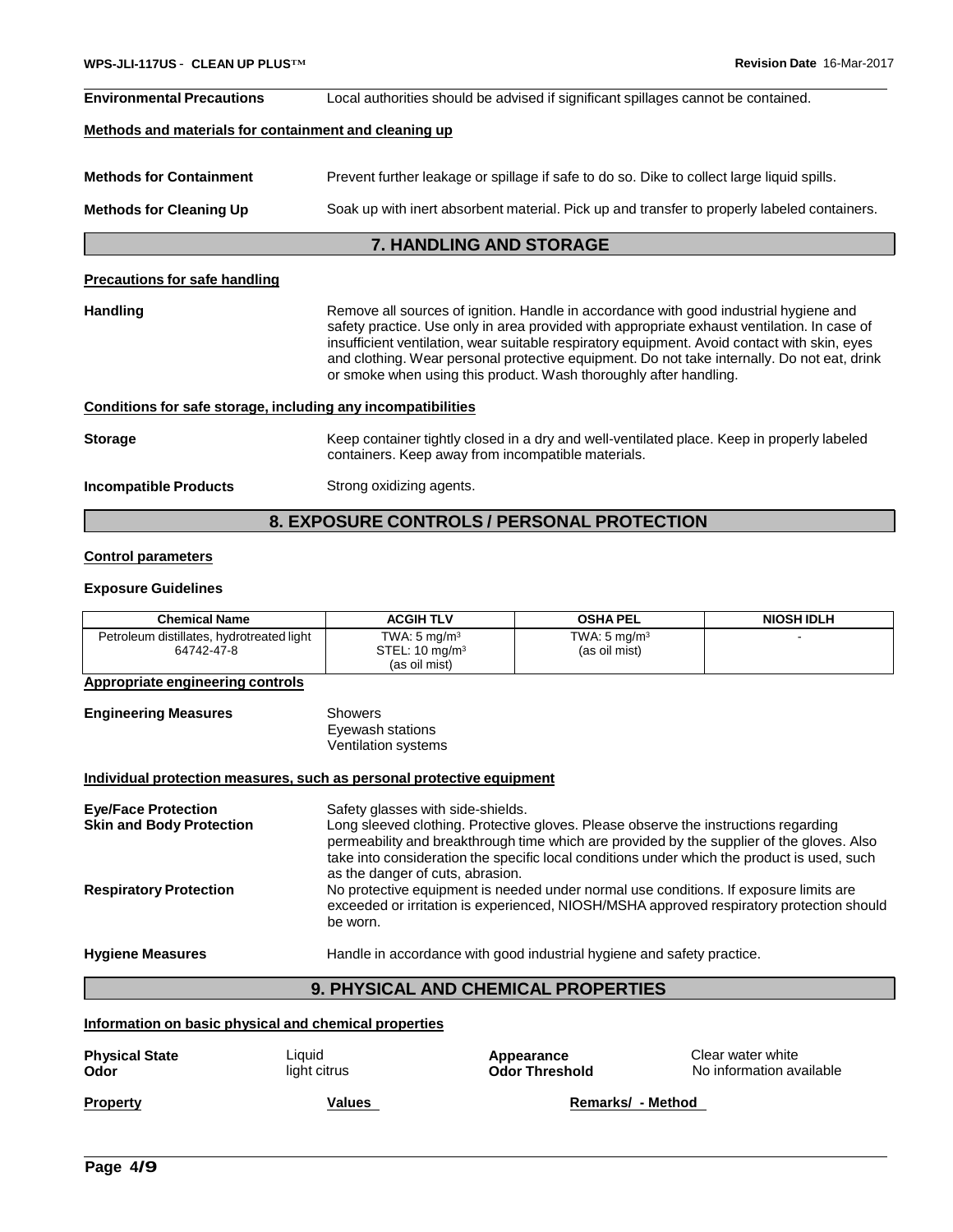**Environmental Precautions** Local authorities should be advised if significant spillages cannot be contained.

**Methods and materials for containment and cleaning up**

**Methods for Containment** Prevent further leakage or spillage if safe to do so. Dike to collect large liquid spills.

**Methods for Cleaning Up** Soak up with inert absorbent material. Pick up and transfer to properly labeled containers.

## 7. HANDLING AND STORAGE

**Precautions for safe handling**

**Handling** Remove all sources of ignition. Handle in accordance with good industrial hygiene and safety practice. Use only in area provided with appropriate exhaust ventilation. In case of insufficient ventilation, wear suitable respiratory equipment. Avoid contact with skin, eyes and clothing. Wear personal protective equipment. Do not take internally. Do not eat, drink or smoke when using this product. Wash thoroughly after handling.

**Conditions for safe storage, including any incompatibilities**

**Storage** Keep container tightly closed in a dry and well-ventilated place. Keep in properly labeled containers. Keep away from incompatible materials.

**Incompatible Products** Strong oxidizing agents.

## 8. EXPOSURE CONTROLS / PERSONAL PROTECTION

**Control parameters**

**Exposure Guidelines**

| Chemical Name | ACGIH TLV | OSHA PEL | NIOSH IDLH |
|---|---|---|---|
| Petroleum distillates, hydrotreated light 64742-47-8 | TWA: 5 mg/m$^3$ STEL: 10 mg/m$^3$ (as oil mist) | TWA: 5 mg/m$^3$ (as oil mist) | - |

**Appropriate engineering controls**

**Engineering Measures** Showers
Eyewash stations
Ventilation systems

**Individual protection measures, such as personal protective equipment**

**Eye/Face Protection** Safety glasses with side-shields.

**Skin and Body Protection** Long sleeved clothing. Protective gloves. Please observe the instructions regarding permeability and breakthrough time which are provided by the supplier of the gloves. Also take into consideration the specific local conditions under which the product is used, such as the danger of cuts, abrasion.

**Respiratory Protection** No protective equipment is needed under normal use conditions. If exposure limits are exceeded or irritation is experienced, NIOSH/MSHA approved respiratory protection should be worn.

**Hygiene Measures** Handle in accordance with good industrial hygiene and safety practice.

## 9. PHYSICAL AND CHEMICAL PROPERTIES

**Information on basic physical and chemical properties**

**Physical State** Liquid | **Appearance** Clear water white
**Odor** light citrus | **Odor Threshold** No information available

| Property | Values | Remarks/ - Method |
|---|---|---|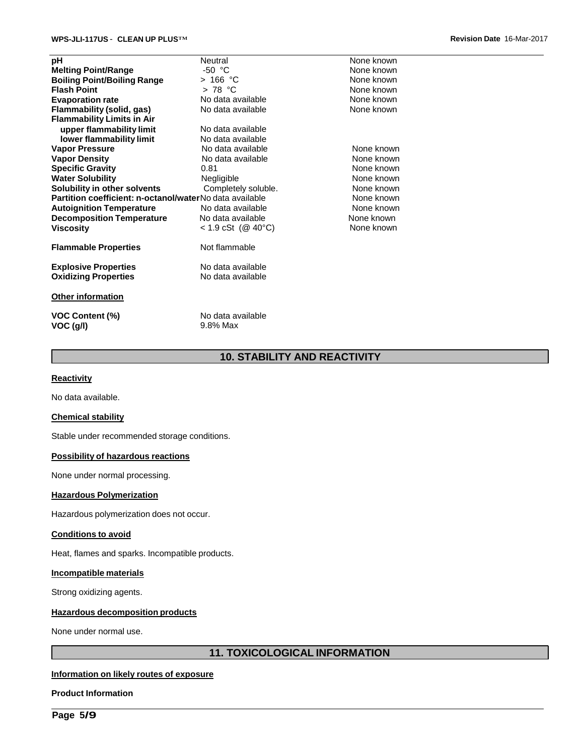| Property | Value | Remarks |
|---|---|---|
| **pH** | Neutral | None known |
| **Melting Point/Range** | -50 °C | None known |
| **Boiling Point/Boiling Range** | > 166 °C | None known |
| **Flash Point** | > 78 °C | None known |
| **Evaporation rate** | No data available | None known |
| **Flammability (solid, gas)** | No data available | None known |
| **Flammability Limits in Air** | | |
| **upper flammability limit** | No data available | |
| **lower flammability limit** | No data available | |
| **Vapor Pressure** | No data available | None known |
| **Vapor Density** | No data available | None known |
| **Specific Gravity** | 0.81 | None known |
| **Water Solubility** | Negligible | None known |
| **Solubility in other solvents** | Completely soluble. | None known |
| **Partition coefficient: n-octanol/water** | No data available | None known |
| **Autoignition Temperature** | No data available | None known |
| **Decomposition Temperature** | No data available | None known |
| **Viscosity** | < 1.9 cSt (@ 40°C) | None known |

| | |
|---|---|
| **Flammable Properties** | Not flammable |
| **Explosive Properties** | No data available |
| **Oxidizing Properties** | No data available |

**Other information**

| | |
|---|---|
| **VOC Content (%)** | No data available |
| **VOC (g/l)** | 9.8% Max |

## 10. STABILITY AND REACTIVITY

**Reactivity**

No data available.

**Chemical stability**

Stable under recommended storage conditions.

**Possibility of hazardous reactions**

None under normal processing.

**Hazardous Polymerization**

Hazardous polymerization does not occur.

**Conditions to avoid**

Heat, flames and sparks. Incompatible products.

**Incompatible materials**

Strong oxidizing agents.

**Hazardous decomposition products**

None under normal use.

## 11. TOXICOLOGICAL INFORMATION

**Information on likely routes of exposure**

**Product Information**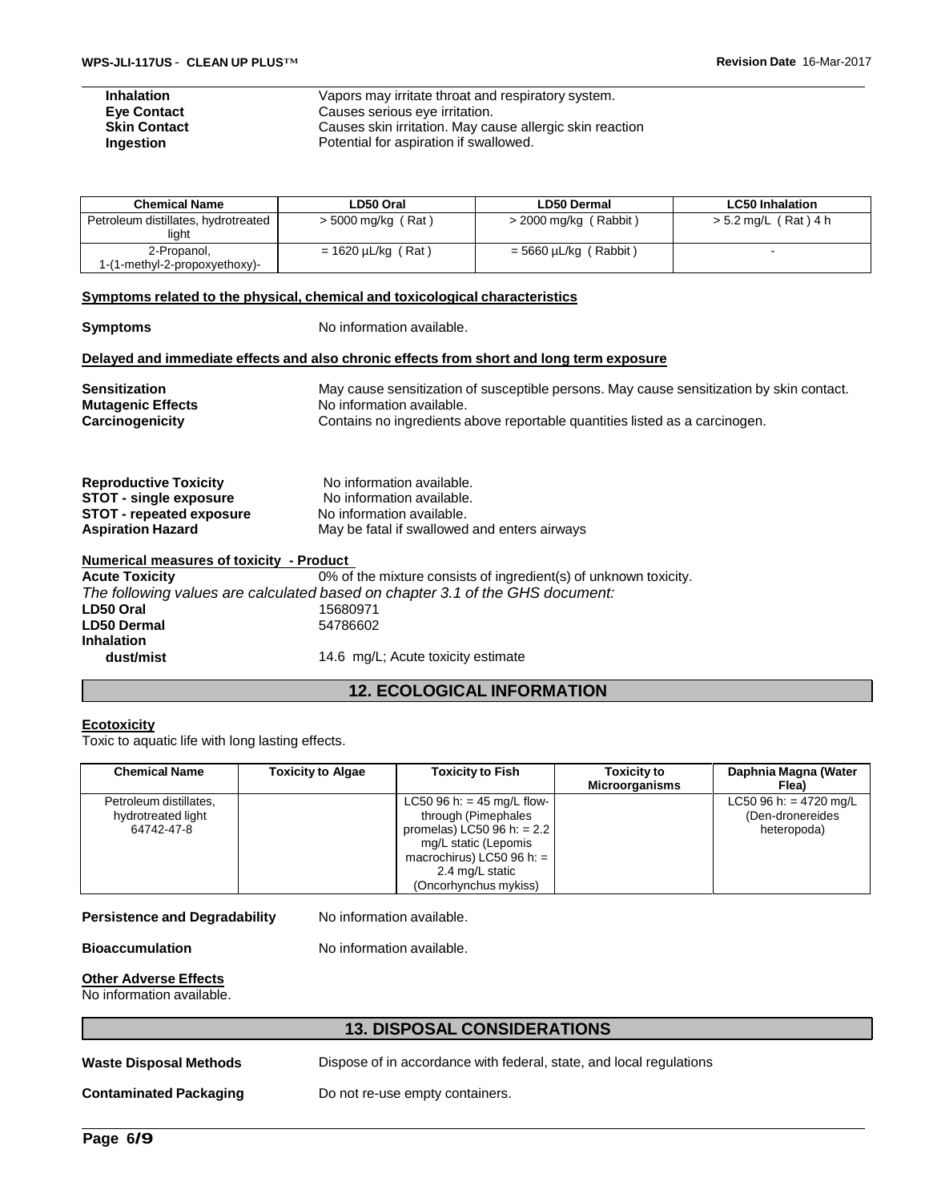**Inhalation** Vapors may irritate throat and respiratory system.
**Eye Contact** Causes serious eye irritation.
**Skin Contact** Causes skin irritation. May cause allergic skin reaction
**Ingestion** Potential for aspiration if swallowed.

| Chemical Name | LD50 Oral | LD50 Dermal | LC50 Inhalation |
|---|---|---|---|
| Petroleum distillates, hydrotreated light | > 5000 mg/kg ( Rat ) | > 2000 mg/kg ( Rabbit ) | > 5.2 mg/L ( Rat ) 4 h |
| 2-Propanol, 1-(1-methyl-2-propoxyethoxy)- | = 1620 µL/kg ( Rat ) | = 5660 µL/kg ( Rabbit ) | - |

**Symptoms related to the physical, chemical and toxicological characteristics**

**Symptoms** No information available.

**Delayed and immediate effects and also chronic effects from short and long term exposure**

**Sensitization** May cause sensitization of susceptible persons. May cause sensitization by skin contact.
**Mutagenic Effects** No information available.
**Carcinogenicity** Contains no ingredients above reportable quantities listed as a carcinogen.

**Reproductive Toxicity** No information available.
**STOT - single exposure** No information available.
**STOT - repeated exposure** No information available.
**Aspiration Hazard** May be fatal if swallowed and enters airways

**Numerical measures of toxicity - Product**
**Acute Toxicity** 0% of the mixture consists of ingredient(s) of unknown toxicity.
*The following values are calculated based on chapter 3.1 of the GHS document:*
**LD50 Oral** 15680971
**LD50 Dermal** 54786602
**Inhalation**
**dust/mist** 14.6 mg/L; Acute toxicity estimate

## 12. ECOLOGICAL INFORMATION

**Ecotoxicity**
Toxic to aquatic life with long lasting effects.

| Chemical Name | Toxicity to Algae | Toxicity to Fish | Toxicity to Microorganisms | Daphnia Magna (Water Flea) |
|---|---|---|---|---|
| Petroleum distillates, hydrotreated light 64742-47-8 | | LC50 96 h: = 45 mg/L flow-through (Pimephales promelas) LC50 96 h: = 2.2 mg/L static (Lepomis macrochirus) LC50 96 h: = 2.4 mg/L static (Oncorhynchus mykiss) | | LC50 96 h: = 4720 mg/L (Den-dronereides heteropoda) |

**Persistence and Degradability** No information available.

**Bioaccumulation** No information available.

**Other Adverse Effects**
No information available.

## 13. DISPOSAL CONSIDERATIONS

**Waste Disposal Methods** Dispose of in accordance with federal, state, and local regulations

**Contaminated Packaging** Do not re-use empty containers.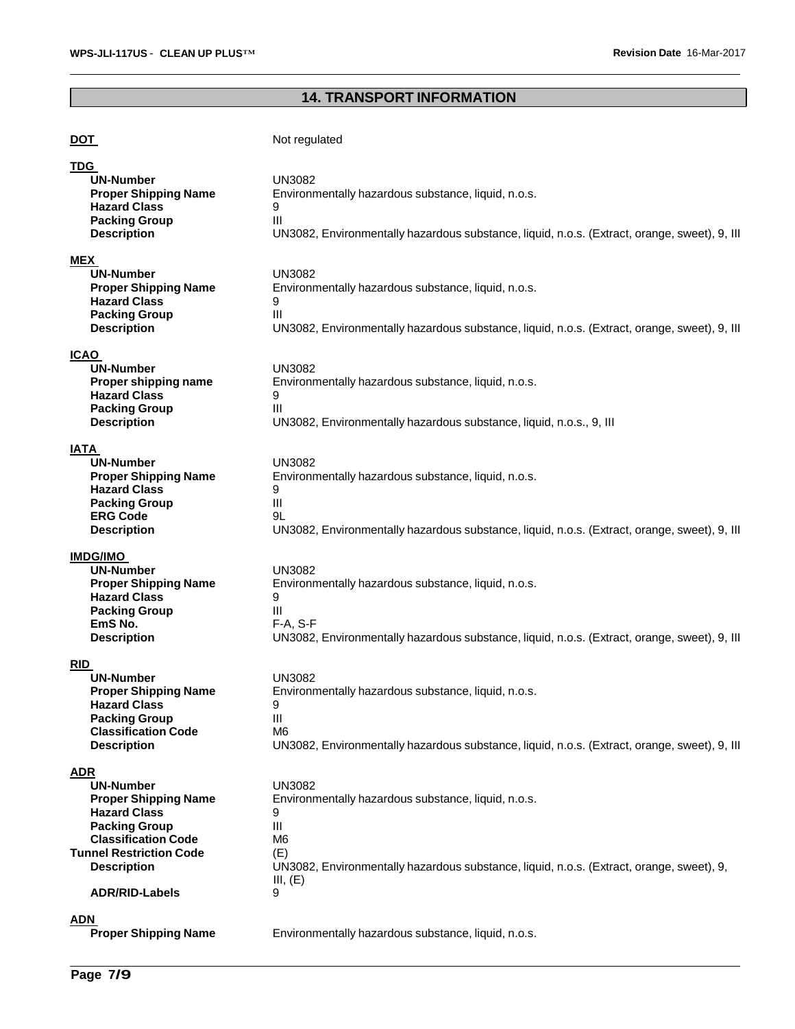## 14. TRANSPORT INFORMATION

**DOT** Not regulated

**TDG**

| | |
|---|---|
| **UN-Number** | UN3082 |
| **Proper Shipping Name** | Environmentally hazardous substance, liquid, n.o.s. |
| **Hazard Class** | 9 |
| **Packing Group** | III |
| **Description** | UN3082, Environmentally hazardous substance, liquid, n.o.s. (Extract, orange, sweet), 9, III |

**MEX**

| | |
|---|---|
| **UN-Number** | UN3082 |
| **Proper Shipping Name** | Environmentally hazardous substance, liquid, n.o.s. |
| **Hazard Class** | 9 |
| **Packing Group** | III |
| **Description** | UN3082, Environmentally hazardous substance, liquid, n.o.s. (Extract, orange, sweet), 9, III |

**ICAO**

| | |
|---|---|
| **UN-Number** | UN3082 |
| **Proper shipping name** | Environmentally hazardous substance, liquid, n.o.s. |
| **Hazard Class** | 9 |
| **Packing Group** | III |
| **Description** | UN3082, Environmentally hazardous substance, liquid, n.o.s., 9, III |

**IATA**

| | |
|---|---|
| **UN-Number** | UN3082 |
| **Proper Shipping Name** | Environmentally hazardous substance, liquid, n.o.s. |
| **Hazard Class** | 9 |
| **Packing Group** | III |
| **ERG Code** | 9L |
| **Description** | UN3082, Environmentally hazardous substance, liquid, n.o.s. (Extract, orange, sweet), 9, III |

**IMDG/IMO**

| | |
|---|---|
| **UN-Number** | UN3082 |
| **Proper Shipping Name** | Environmentally hazardous substance, liquid, n.o.s. |
| **Hazard Class** | 9 |
| **Packing Group** | III |
| **EmS No.** | F-A, S-F |
| **Description** | UN3082, Environmentally hazardous substance, liquid, n.o.s. (Extract, orange, sweet), 9, III |

**RID**

| | |
|---|---|
| **UN-Number** | UN3082 |
| **Proper Shipping Name** | Environmentally hazardous substance, liquid, n.o.s. |
| **Hazard Class** | 9 |
| **Packing Group** | III |
| **Classification Code** | M6 |
| **Description** | UN3082, Environmentally hazardous substance, liquid, n.o.s. (Extract, orange, sweet), 9, III |

**ADR**

| | |
|---|---|
| **UN-Number** | UN3082 |
| **Proper Shipping Name** | Environmentally hazardous substance, liquid, n.o.s. |
| **Hazard Class** | 9 |
| **Packing Group** | III |
| **Classification Code** | M6 |
| **Tunnel Restriction Code** | (E) |
| **Description** | UN3082, Environmentally hazardous substance, liquid, n.o.s. (Extract, orange, sweet), 9, III, (E) |
| **ADR/RID-Labels** | 9 |

**ADN**

| | |
|---|---|
| **Proper Shipping Name** | Environmentally hazardous substance, liquid, n.o.s. |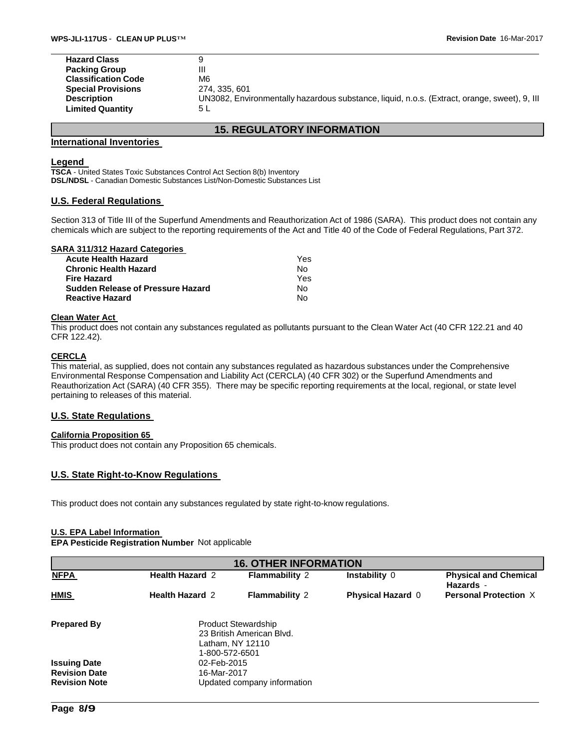| | |
|---|---|
| **Hazard Class** | 9 |
| **Packing Group** | III |
| **Classification Code** | M6 |
| **Special Provisions** | 274, 335, 601 |
| **Description** | UN3082, Environmentally hazardous substance, liquid, n.o.s. (Extract, orange, sweet), 9, III |
| **Limited Quantity** | 5 L |

## 15. REGULATORY INFORMATION

### International Inventories

### Legend

**TSCA** - United States Toxic Substances Control Act Section 8(b) Inventory
**DSL/NDSL** - Canadian Domestic Substances List/Non-Domestic Substances List

### U.S. Federal Regulations

Section 313 of Title III of the Superfund Amendments and Reauthorization Act of 1986 (SARA). This product does not contain any chemicals which are subject to the reporting requirements of the Act and Title 40 of the Code of Federal Regulations, Part 372.

#### SARA 311/312 Hazard Categories

| | |
|---|---|
| **Acute Health Hazard** | Yes |
| **Chronic Health Hazard** | No |
| **Fire Hazard** | Yes |
| **Sudden Release of Pressure Hazard** | No |
| **Reactive Hazard** | No |

#### Clean Water Act

This product does not contain any substances regulated as pollutants pursuant to the Clean Water Act (40 CFR 122.21 and 40 CFR 122.42).

#### CERCLA

This material, as supplied, does not contain any substances regulated as hazardous substances under the Comprehensive Environmental Response Compensation and Liability Act (CERCLA) (40 CFR 302) or the Superfund Amendments and Reauthorization Act (SARA) (40 CFR 355). There may be specific reporting requirements at the local, regional, or state level pertaining to releases of this material.

### U.S. State Regulations

#### California Proposition 65

This product does not contain any Proposition 65 chemicals.

### U.S. State Right-to-Know Regulations

This product does not contain any substances regulated by state right-to-know regulations.

#### U.S. EPA Label Information

**EPA Pesticide Registration Number** Not applicable

## 16. OTHER INFORMATION

| | | | | |
|---|---|---|---|---|
| **NFPA** | **Health Hazard** 2 | **Flammability** 2 | **Instability** 0 | **Physical and Chemical Hazards** - |
| **HMIS** | **Health Hazard** 2 | **Flammability** 2 | **Physical Hazard** 0 | **Personal Protection** X |

**Prepared By** Product Stewardship
23 British American Blvd.
Latham, NY 12110
1-800-572-6501

**Issuing Date** 02-Feb-2015
**Revision Date** 16-Mar-2017
**Revision Note** Updated company information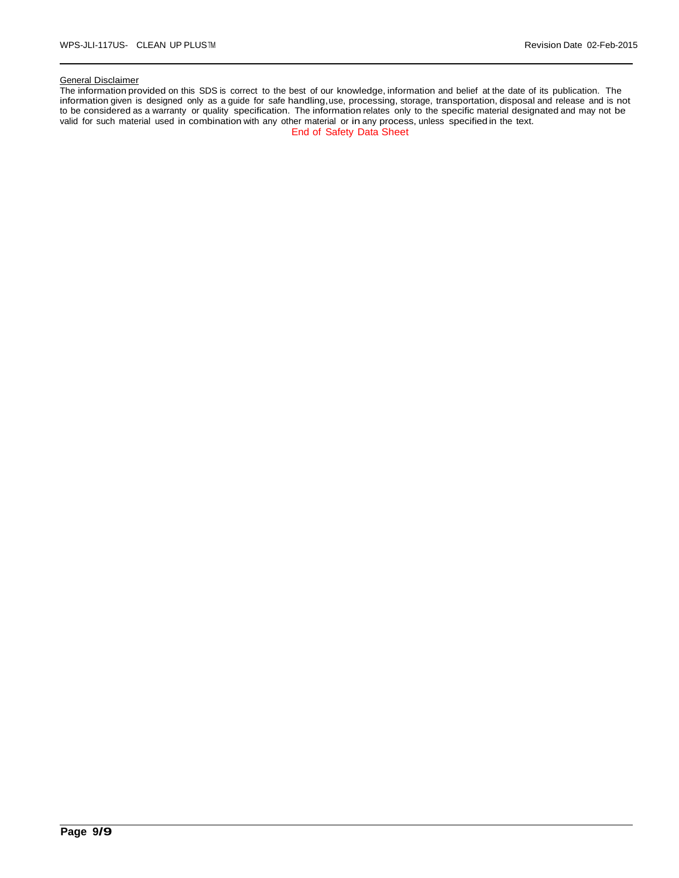General Disclaimer

The information provided on this SDS is correct to the best of our knowledge, information and belief at the date of its publication. The information given is designed only as a guide for safe handling,use, processing, storage, transportation, disposal and release and is not to be considered as a warranty or quality specification. The information relates only to the specific material designated and may not be valid for such material used in combination with any other material or in any process, unless specified in the text.

End of Safety Data Sheet